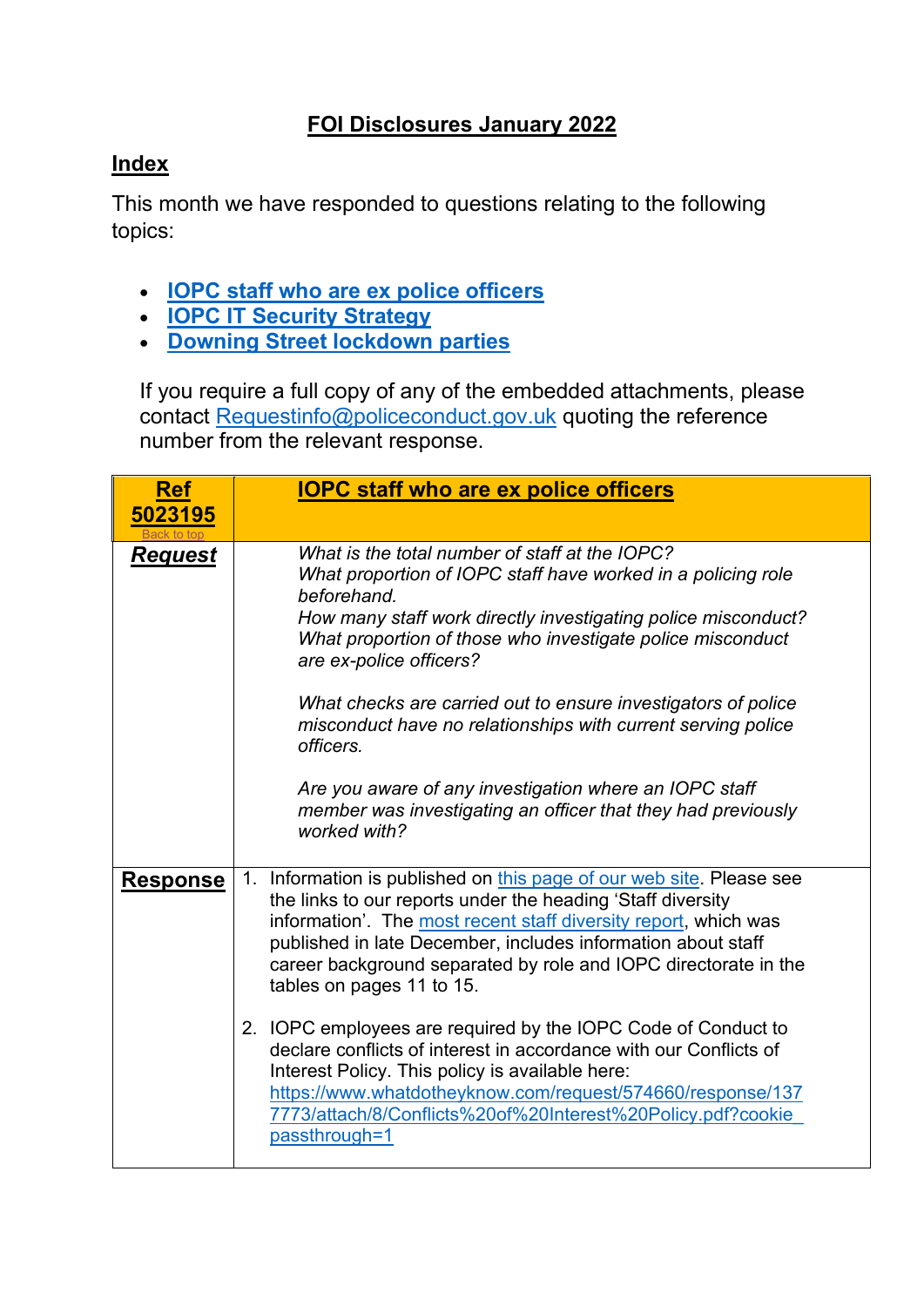# FOI Disclosures January 2022

## Index

This month we have responded to questions relating to the following topics:

- **IOPC staff who are ex police officers**
- **IOPC IT Security Strategy**
- **Downing Street lockdown parties**

If you require a full copy of any of the embedded attachments, please contact Requestinfo@policeconduct.gov.uk quoting the reference number from the relevant response.

| **Ref 5023195** Back to top | **IOPC staff who are ex police officers** |
| --- | --- |
| ***Request*** | *What is the total number of staff at the IOPC?*<br>*What proportion of IOPC staff have worked in a policing role beforehand.*<br>*How many staff work directly investigating police misconduct?*<br>*What proportion of those who investigate police misconduct are ex-police officers?*<br><br>*What checks are carried out to ensure investigators of police misconduct have no relationships with current serving police officers.*<br><br>*Are you aware of any investigation where an IOPC staff member was investigating an officer that they had previously worked with?* |
| **Response** | 1. Information is published on this page of our web site. Please see the links to our reports under the heading 'Staff diversity information'. The most recent staff diversity report, which was published in late December, includes information about staff career background separated by role and IOPC directorate in the tables on pages 11 to 15.<br><br>2. IOPC employees are required by the IOPC Code of Conduct to declare conflicts of interest in accordance with our Conflicts of Interest Policy. This policy is available here: https://www.whatdotheyknow.com/request/574660/response/1377773/attach/8/Conflicts%20of%20Interest%20Policy.pdf?cookie_passthrough=1 |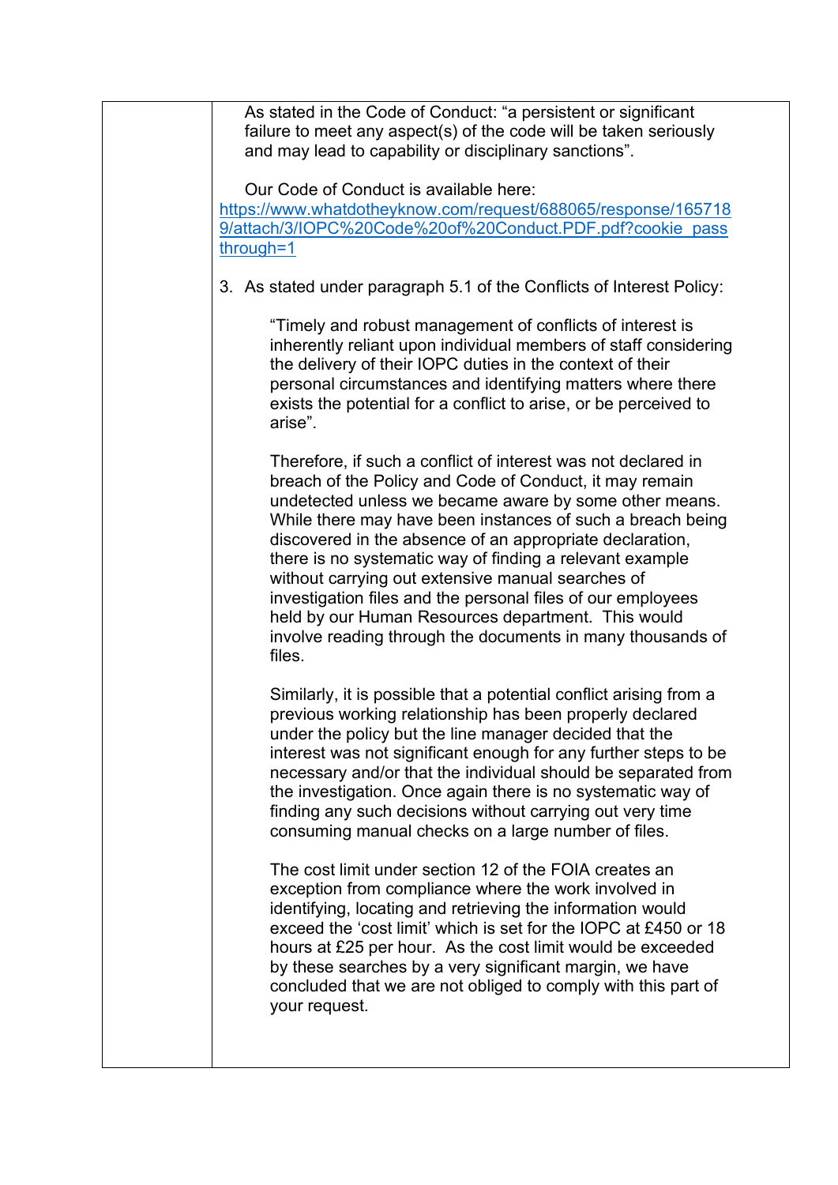| | |
|---|---|
| | As stated in the Code of Conduct: "a persistent or significant failure to meet any aspect(s) of the code will be taken seriously and may lead to capability or disciplinary sanctions".<br><br>Our Code of Conduct is available here: [https://www.whatdotheyknow.com/request/688065/response/1657189/attach/3/IOPC%20Code%20of%20Conduct.PDF.pdf?cookie_passthrough=1](https://www.whatdotheyknow.com/request/688065/response/1657189/attach/3/IOPC%20Code%20of%20Conduct.PDF.pdf?cookie_passthrough=1)<br><br>3. As stated under paragraph 5.1 of the Conflicts of Interest Policy:<br><br>"Timely and robust management of conflicts of interest is inherently reliant upon individual members of staff considering the delivery of their IOPC duties in the context of their personal circumstances and identifying matters where there exists the potential for a conflict to arise, or be perceived to arise".<br><br>Therefore, if such a conflict of interest was not declared in breach of the Policy and Code of Conduct, it may remain undetected unless we became aware by some other means. While there may have been instances of such a breach being discovered in the absence of an appropriate declaration, there is no systematic way of finding a relevant example without carrying out extensive manual searches of investigation files and the personal files of our employees held by our Human Resources department. This would involve reading through the documents in many thousands of files.<br><br>Similarly, it is possible that a potential conflict arising from a previous working relationship has been properly declared under the policy but the line manager decided that the interest was not significant enough for any further steps to be necessary and/or that the individual should be separated from the investigation. Once again there is no systematic way of finding any such decisions without carrying out very time consuming manual checks on a large number of files.<br><br>The cost limit under section 12 of the FOIA creates an exception from compliance where the work involved in identifying, locating and retrieving the information would exceed the 'cost limit' which is set for the IOPC at £450 or 18 hours at £25 per hour. As the cost limit would be exceeded by these searches by a very significant margin, we have concluded that we are not obliged to comply with this part of your request. |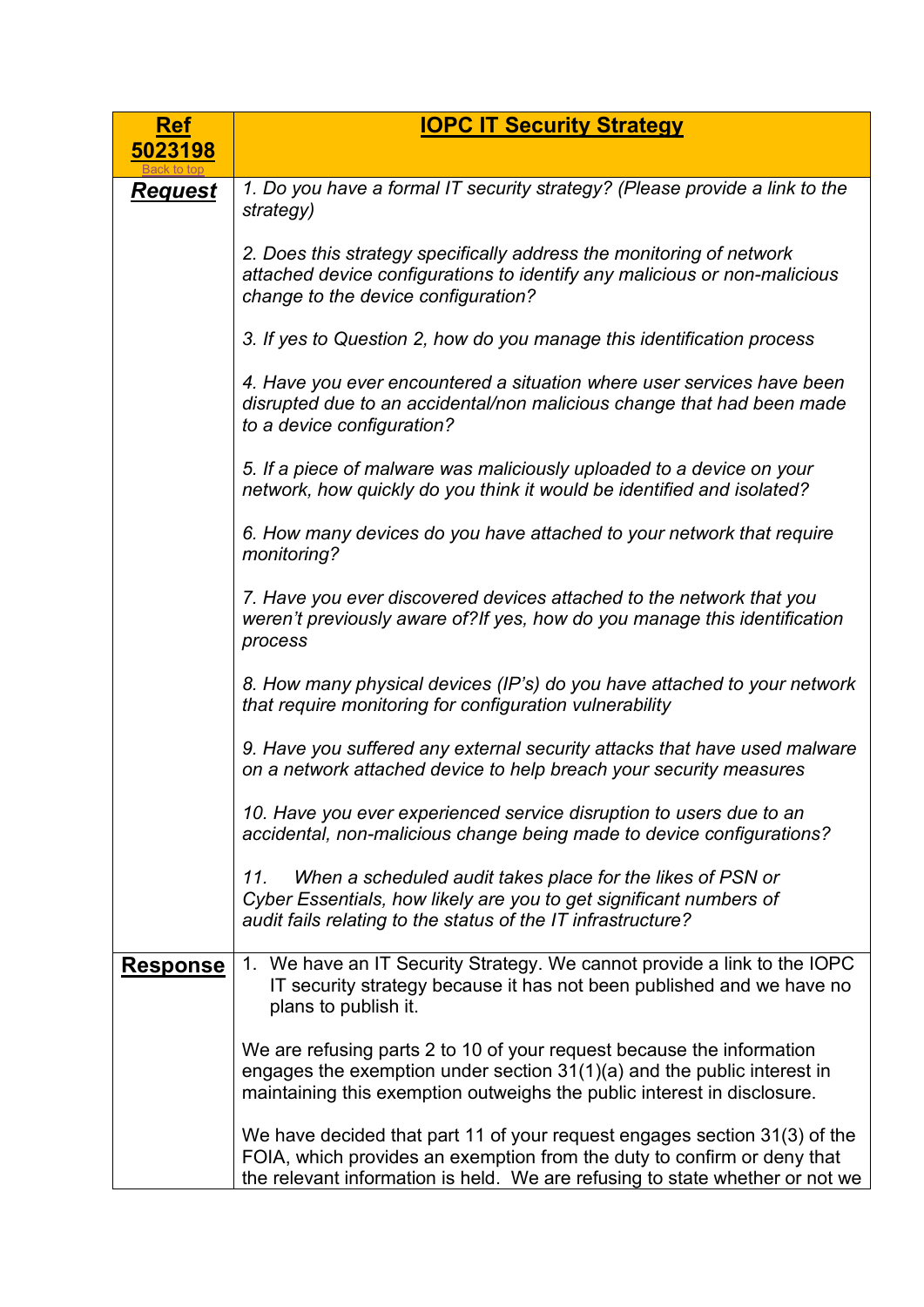| **Ref 5023198** [Back to top] | **IOPC IT Security Strategy** |
|---|---|
| ***Request*** | *1. Do you have a formal IT security strategy? (Please provide a link to the strategy)*<br><br>*2. Does this strategy specifically address the monitoring of network attached device configurations to identify any malicious or non-malicious change to the device configuration?*<br><br>*3. If yes to Question 2, how do you manage this identification process*<br><br>*4. Have you ever encountered a situation where user services have been disrupted due to an accidental/non malicious change that had been made to a device configuration?*<br><br>*5. If a piece of malware was maliciously uploaded to a device on your network, how quickly do you think it would be identified and isolated?*<br><br>*6. How many devices do you have attached to your network that require monitoring?*<br><br>*7. Have you ever discovered devices attached to the network that you weren't previously aware of?If yes, how do you manage this identification process*<br><br>*8. How many physical devices (IP's) do you have attached to your network that require monitoring for configuration vulnerability*<br><br>*9. Have you suffered any external security attacks that have used malware on a network attached device to help breach your security measures*<br><br>*10. Have you ever experienced service disruption to users due to an accidental, non-malicious change being made to device configurations?*<br><br>*11. When a scheduled audit takes place for the likes of PSN or Cyber Essentials, how likely are you to get significant numbers of audit fails relating to the status of the IT infrastructure?* |
| **Response** | 1. We have an IT Security Strategy. We cannot provide a link to the IOPC IT security strategy because it has not been published and we have no plans to publish it.<br><br>We are refusing parts 2 to 10 of your request because the information engages the exemption under section 31(1)(a) and the public interest in maintaining this exemption outweighs the public interest in disclosure.<br><br>We have decided that part 11 of your request engages section 31(3) of the FOIA, which provides an exemption from the duty to confirm or deny that the relevant information is held. We are refusing to state whether or not we |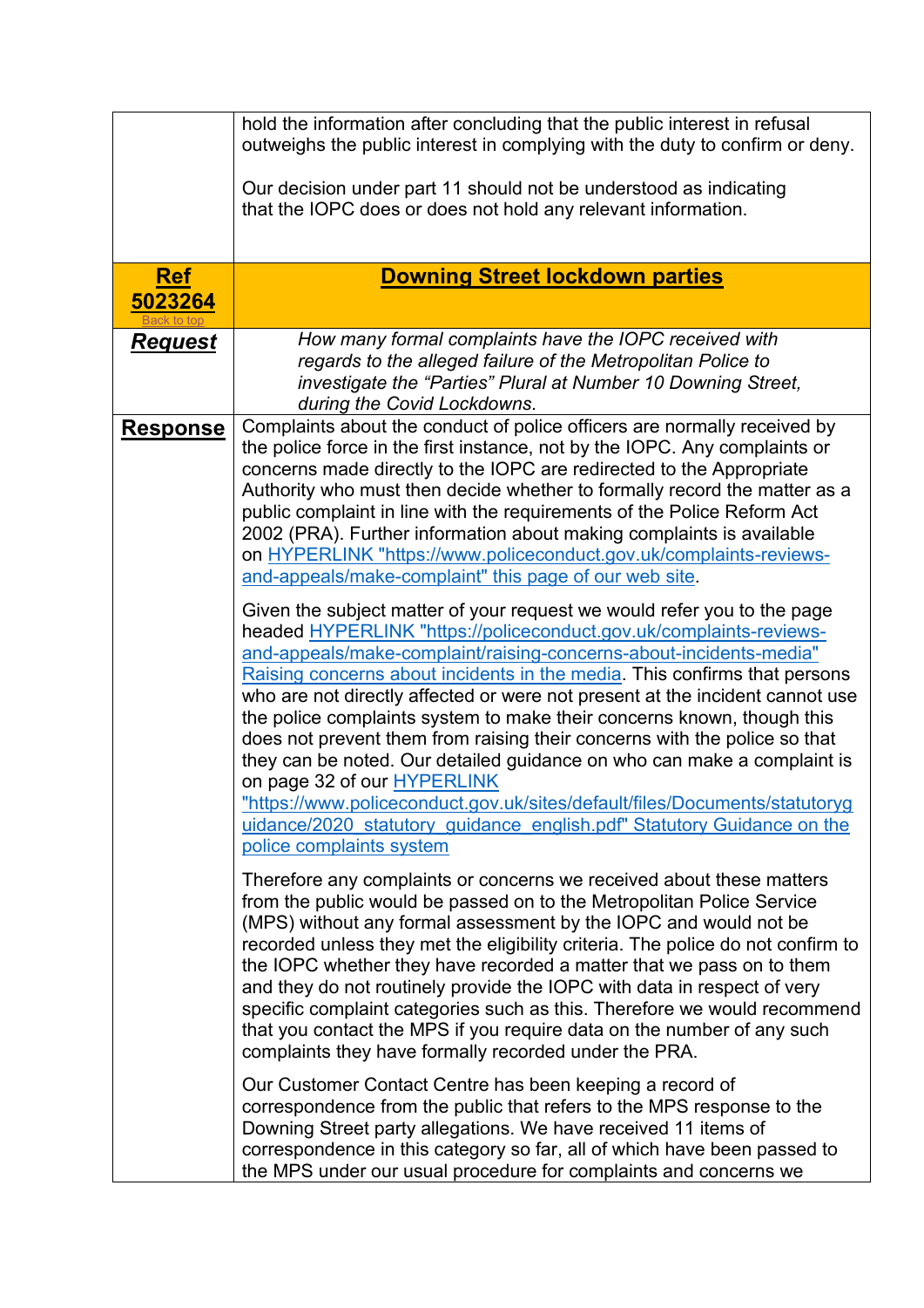|  |  |
|---|---|
|  | hold the information after concluding that the public interest in refusal outweighs the public interest in complying with the duty to confirm or deny.<br><br>Our decision under part 11 should not be understood as indicating that the IOPC does or does not hold any relevant information. |
| **Ref 5023264**<br>Back to top | **Downing Street lockdown parties** |
| ***Request*** | *How many formal complaints have the IOPC received with regards to the alleged failure of the Metropolitan Police to investigate the "Parties" Plural at Number 10 Downing Street, during the Covid Lockdowns.* |
| **Response** | Complaints about the conduct of police officers are normally received by the police force in the first instance, not by the IOPC. Any complaints or concerns made directly to the IOPC are redirected to the Appropriate Authority who must then decide whether to formally record the matter as a public complaint in line with the requirements of the Police Reform Act 2002 (PRA). Further information about making complaints is available on HYPERLINK "https://www.policeconduct.gov.uk/complaints-reviews-and-appeals/make-complaint" this page of our web site.<br><br>Given the subject matter of your request we would refer you to the page headed HYPERLINK "https://policeconduct.gov.uk/complaints-reviews-and-appeals/make-complaint/raising-concerns-about-incidents-media" Raising concerns about incidents in the media. This confirms that persons who are not directly affected or were not present at the incident cannot use the police complaints system to make their concerns known, though this does not prevent them from raising their concerns with the police so that they can be noted. Our detailed guidance on who can make a complaint is on page 32 of our HYPERLINK "https://www.policeconduct.gov.uk/sites/default/files/Documents/statutoryguidance/2020_statutory_guidance_english.pdf" Statutory Guidance on the police complaints system<br><br>Therefore any complaints or concerns we received about these matters from the public would be passed on to the Metropolitan Police Service (MPS) without any formal assessment by the IOPC and would not be recorded unless they met the eligibility criteria. The police do not confirm to the IOPC whether they have recorded a matter that we pass on to them and they do not routinely provide the IOPC with data in respect of very specific complaint categories such as this. Therefore we would recommend that you contact the MPS if you require data on the number of any such complaints they have formally recorded under the PRA.<br><br>Our Customer Contact Centre has been keeping a record of correspondence from the public that refers to the MPS response to the Downing Street party allegations. We have received 11 items of correspondence in this category so far, all of which have been passed to the MPS under our usual procedure for complaints and concerns we |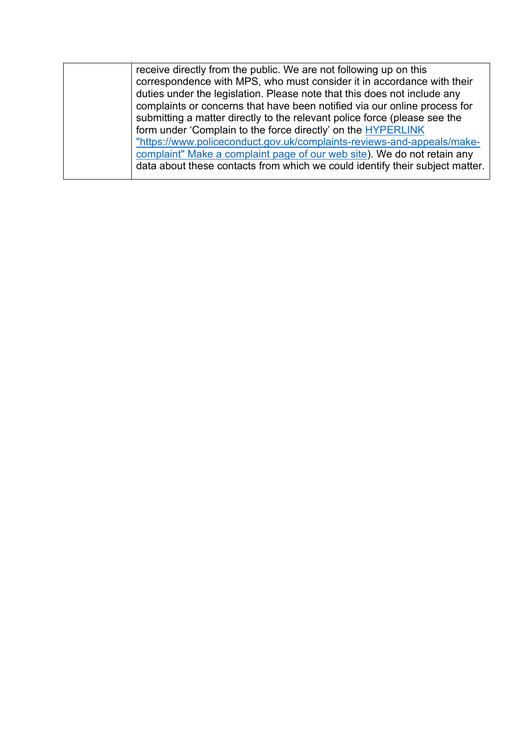| | |
|---|---|
| | receive directly from the public. We are not following up on this correspondence with MPS, who must consider it in accordance with their duties under the legislation. Please note that this does not include any complaints or concerns that have been notified via our online process for submitting a matter directly to the relevant police force (please see the form under 'Complain to the force directly' on the HYPERLINK "https://www.policeconduct.gov.uk/complaints-reviews-and-appeals/make-complaint" Make a complaint page of our web site). We do not retain any data about these contacts from which we could identify their subject matter. |